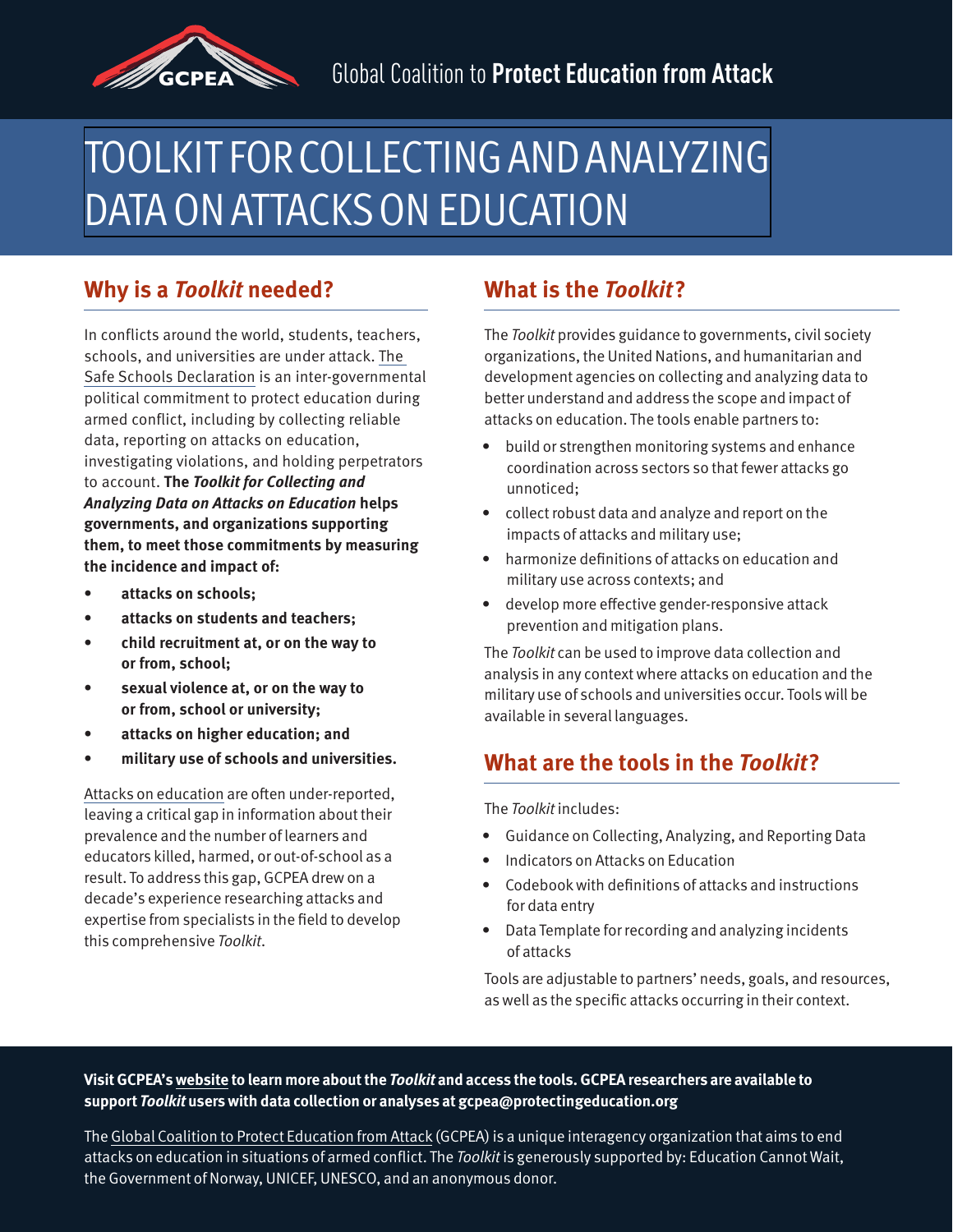Global Coalition to **Protect Education from Attack**

# TOOLKIT FOR COLLECTING AND ANALYZING DATA ON ATTACKS ON EDUCATION

## Why is a *Toolkit* needed?

In conflicts around the world, students, teachers, schools, and universities are under attack. The Safe Schools Declaration is an inter-governmental political commitment to protect education during armed conflict, including by collecting reliable data, reporting on attacks on education, investigating violations, and holding perpetrators to account. **The *Toolkit for Collecting and Analyzing Data on Attacks on Education* helps governments, and organizations supporting them, to meet those commitments by measuring the incidence and impact of:**

- **attacks on schools;**
- **attacks on students and teachers;**
- **child recruitment at, or on the way to or from, school;**
- **sexual violence at, or on the way to or from, school or university;**
- **attacks on higher education; and**
- **military use of schools and universities.**

Attacks on education are often under-reported, leaving a critical gap in information about their prevalence and the number of learners and educators killed, harmed, or out-of-school as a result. To address this gap, GCPEA drew on a decade's experience researching attacks and expertise from specialists in the field to develop this comprehensive *Toolkit*.

## What is the *Toolkit*?

The *Toolkit* provides guidance to governments, civil society organizations, the United Nations, and humanitarian and development agencies on collecting and analyzing data to better understand and address the scope and impact of attacks on education. The tools enable partners to:

- build or strengthen monitoring systems and enhance coordination across sectors so that fewer attacks go unnoticed;
- collect robust data and analyze and report on the impacts of attacks and military use;
- harmonize definitions of attacks on education and military use across contexts; and
- develop more effective gender-responsive attack prevention and mitigation plans.

The *Toolkit* can be used to improve data collection and analysis in any context where attacks on education and the military use of schools and universities occur. Tools will be available in several languages.

## What are the tools in the *Toolkit*?

The *Toolkit* includes:

- Guidance on Collecting, Analyzing, and Reporting Data
- Indicators on Attacks on Education
- Codebook with definitions of attacks and instructions for data entry
- Data Template for recording and analyzing incidents of attacks

Tools are adjustable to partners' needs, goals, and resources, as well as the specific attacks occurring in their context.

**Visit GCPEA's website to learn more about the *Toolkit* and access the tools. GCPEA researchers are available to support *Toolkit* users with data collection or analyses at gcpea@protectingeducation.org**

The Global Coalition to Protect Education from Attack (GCPEA) is a unique interagency organization that aims to end attacks on education in situations of armed conflict. The *Toolkit* is generously supported by: Education Cannot Wait, the Government of Norway, UNICEF, UNESCO, and an anonymous donor.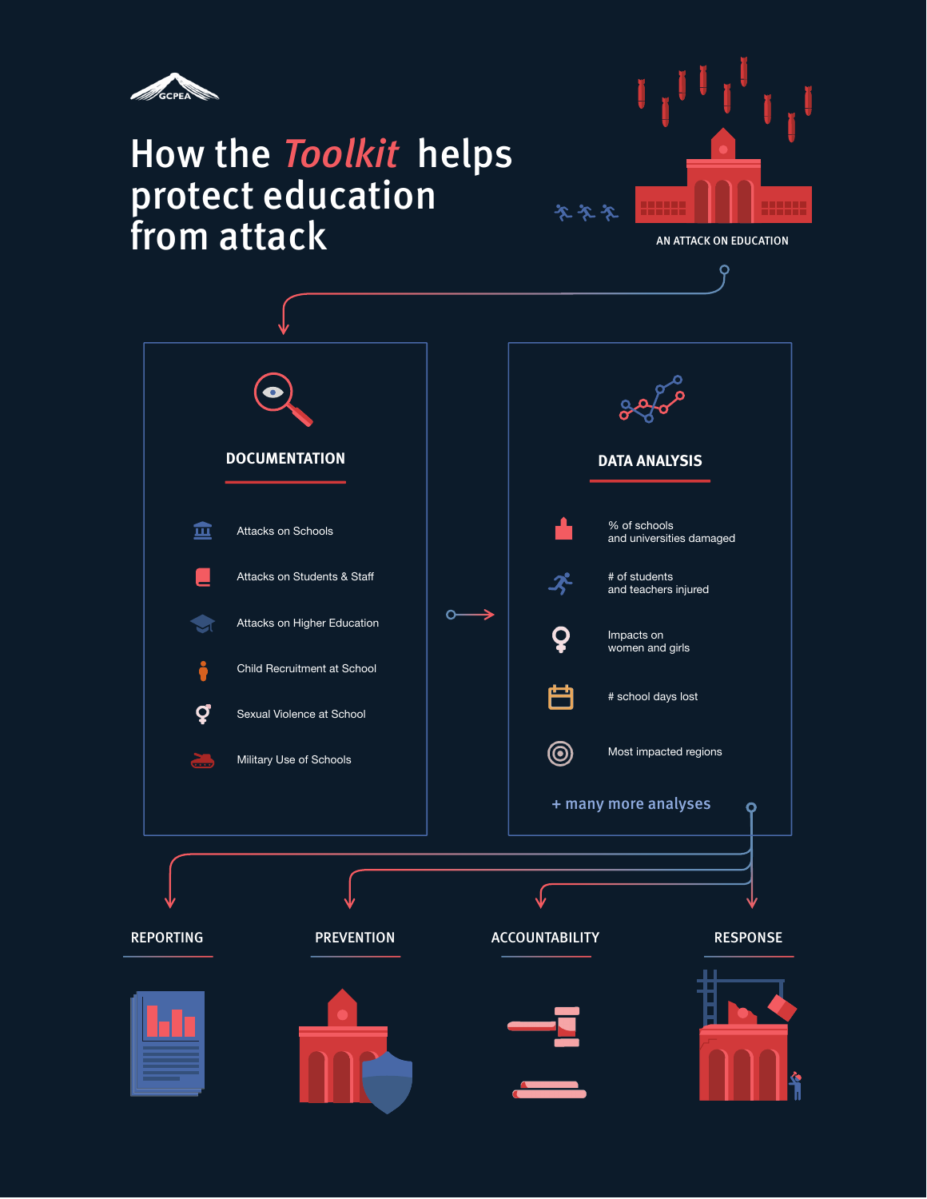GCPEA

# How the *Toolkit* helps protect education from attack

AN ATTACK ON EDUCATION

## DOCUMENTATION

- Attacks on Schools
- Attacks on Students & Staff
- Attacks on Higher Education
- Child Recruitment at School
- Sexual Violence at School
- Military Use of Schools

## DATA ANALYSIS

- % of schools and universities damaged
- # of students and teachers injured
- Impacts on women and girls
- # school days lost
- Most impacted regions

+ many more analyses

REPORTING

PREVENTION

ACCOUNTABILITY

RESPONSE